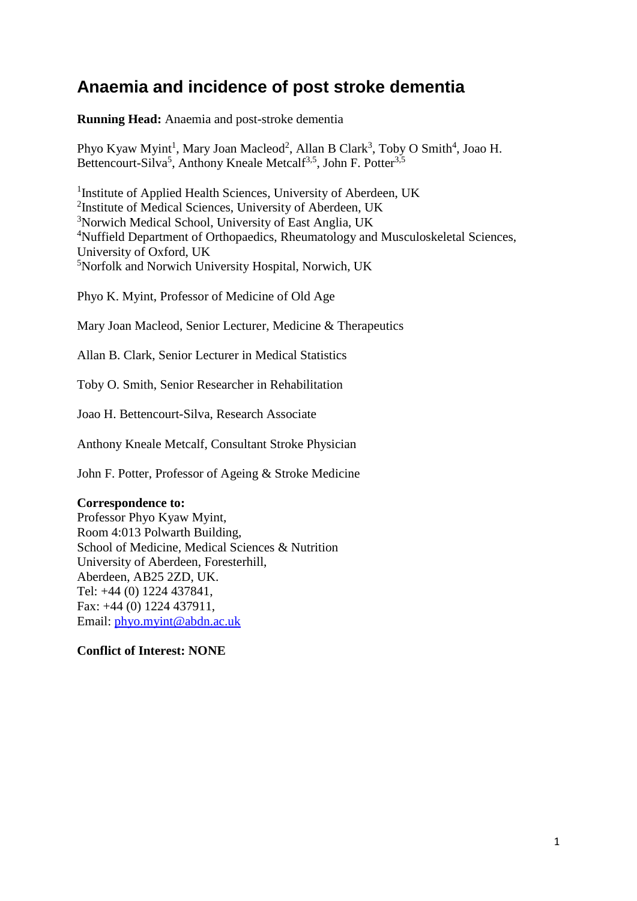# Anaemia and incidence of post stroke dementia

**Running Head:** Anaemia and post-stroke dementia

Phyo Kyaw Myint[1], Mary Joan Macleod[2], Allan B Clark[3], Toby O Smith[4], Joao H. Bettencourt-Silva[5], Anthony Kneale Metcalf[3,5], John F. Potter[3,5]

[1]Institute of Applied Health Sciences, University of Aberdeen, UK
[2]Institute of Medical Sciences, University of Aberdeen, UK
[3]Norwich Medical School, University of East Anglia, UK
[4]Nuffield Department of Orthopaedics, Rheumatology and Musculoskeletal Sciences, University of Oxford, UK
[5]Norfolk and Norwich University Hospital, Norwich, UK

Phyo K. Myint, Professor of Medicine of Old Age

Mary Joan Macleod, Senior Lecturer, Medicine & Therapeutics

Allan B. Clark, Senior Lecturer in Medical Statistics

Toby O. Smith, Senior Researcher in Rehabilitation

Joao H. Bettencourt-Silva, Research Associate

Anthony Kneale Metcalf, Consultant Stroke Physician

John F. Potter, Professor of Ageing & Stroke Medicine

**Correspondence to:**
Professor Phyo Kyaw Myint,
Room 4:013 Polwarth Building,
School of Medicine, Medical Sciences & Nutrition
University of Aberdeen, Foresterhill,
Aberdeen, AB25 2ZD, UK.
Tel: +44 (0) 1224 437841,
Fax: +44 (0) 1224 437911,
Email: phyo.myint@abdn.ac.uk

**Conflict of Interest: NONE**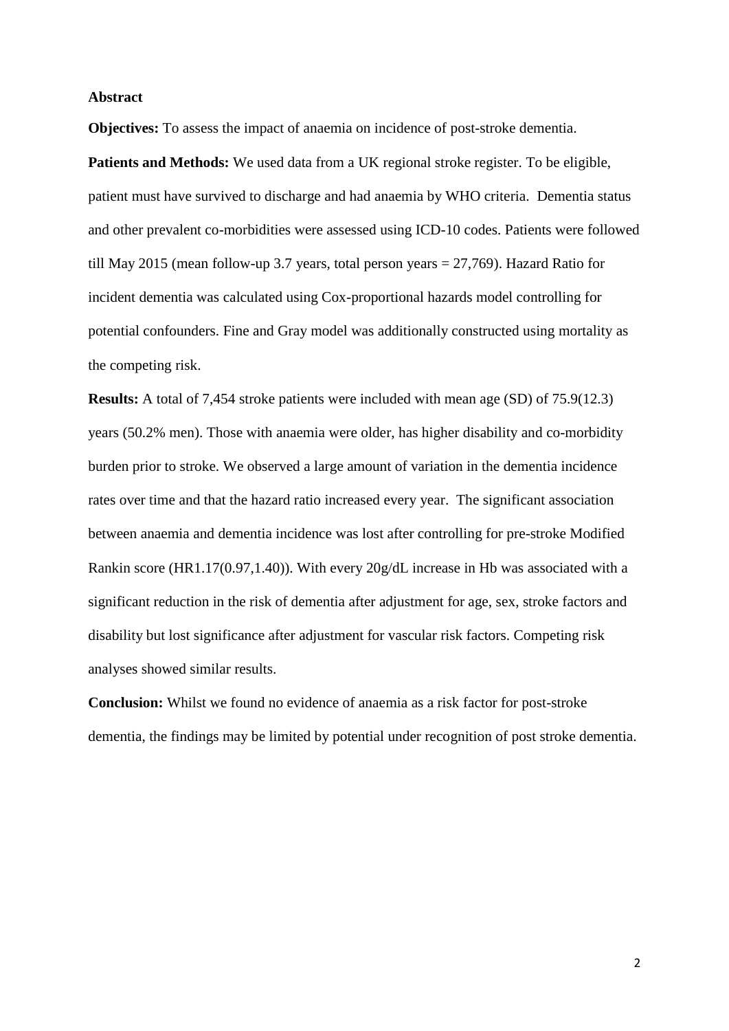## Abstract

**Objectives:** To assess the impact of anaemia on incidence of post-stroke dementia.

**Patients and Methods:** We used data from a UK regional stroke register. To be eligible, patient must have survived to discharge and had anaemia by WHO criteria. Dementia status and other prevalent co-morbidities were assessed using ICD-10 codes. Patients were followed till May 2015 (mean follow-up 3.7 years, total person years = 27,769). Hazard Ratio for incident dementia was calculated using Cox-proportional hazards model controlling for potential confounders. Fine and Gray model was additionally constructed using mortality as the competing risk.

**Results:** A total of 7,454 stroke patients were included with mean age (SD) of 75.9(12.3) years (50.2% men). Those with anaemia were older, has higher disability and co-morbidity burden prior to stroke. We observed a large amount of variation in the dementia incidence rates over time and that the hazard ratio increased every year. The significant association between anaemia and dementia incidence was lost after controlling for pre-stroke Modified Rankin score (HR1.17(0.97,1.40)). With every 20g/dL increase in Hb was associated with a significant reduction in the risk of dementia after adjustment for age, sex, stroke factors and disability but lost significance after adjustment for vascular risk factors. Competing risk analyses showed similar results.

**Conclusion:** Whilst we found no evidence of anaemia as a risk factor for post-stroke dementia, the findings may be limited by potential under recognition of post stroke dementia.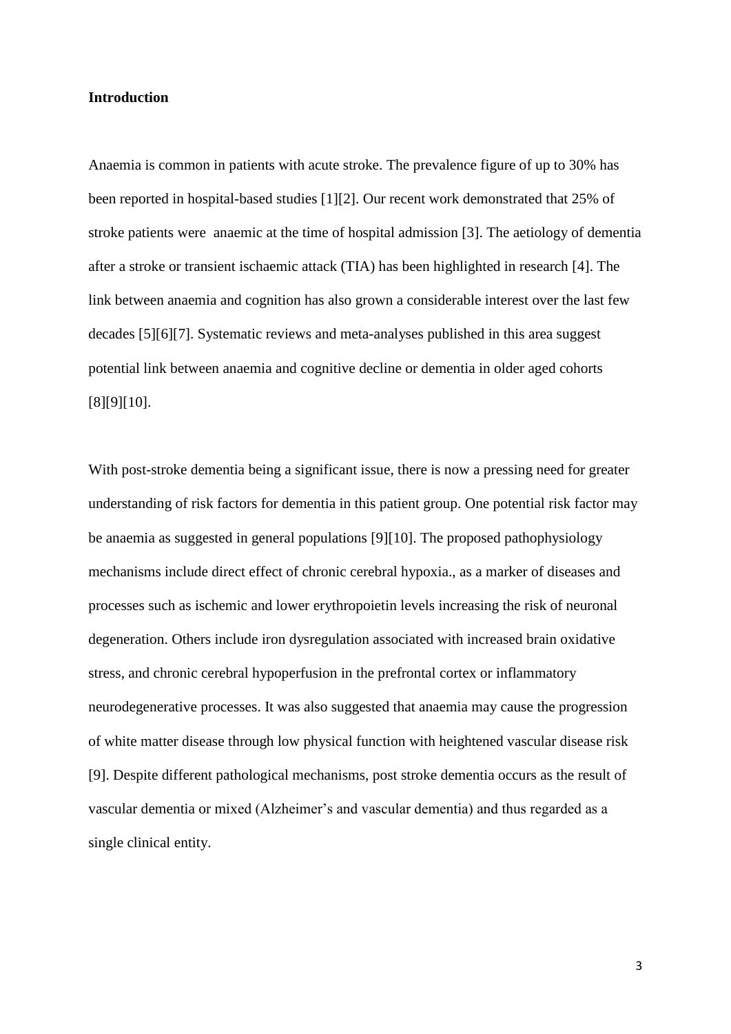## Introduction

Anaemia is common in patients with acute stroke. The prevalence figure of up to 30% has been reported in hospital-based studies [1][2]. Our recent work demonstrated that 25% of stroke patients were anaemic at the time of hospital admission [3]. The aetiology of dementia after a stroke or transient ischaemic attack (TIA) has been highlighted in research [4]. The link between anaemia and cognition has also grown a considerable interest over the last few decades [5][6][7]. Systematic reviews and meta-analyses published in this area suggest potential link between anaemia and cognitive decline or dementia in older aged cohorts [8][9][10].

With post-stroke dementia being a significant issue, there is now a pressing need for greater understanding of risk factors for dementia in this patient group. One potential risk factor may be anaemia as suggested in general populations [9][10]. The proposed pathophysiology mechanisms include direct effect of chronic cerebral hypoxia., as a marker of diseases and processes such as ischemic and lower erythropoietin levels increasing the risk of neuronal degeneration. Others include iron dysregulation associated with increased brain oxidative stress, and chronic cerebral hypoperfusion in the prefrontal cortex or inflammatory neurodegenerative processes. It was also suggested that anaemia may cause the progression of white matter disease through low physical function with heightened vascular disease risk [9]. Despite different pathological mechanisms, post stroke dementia occurs as the result of vascular dementia or mixed (Alzheimer's and vascular dementia) and thus regarded as a single clinical entity.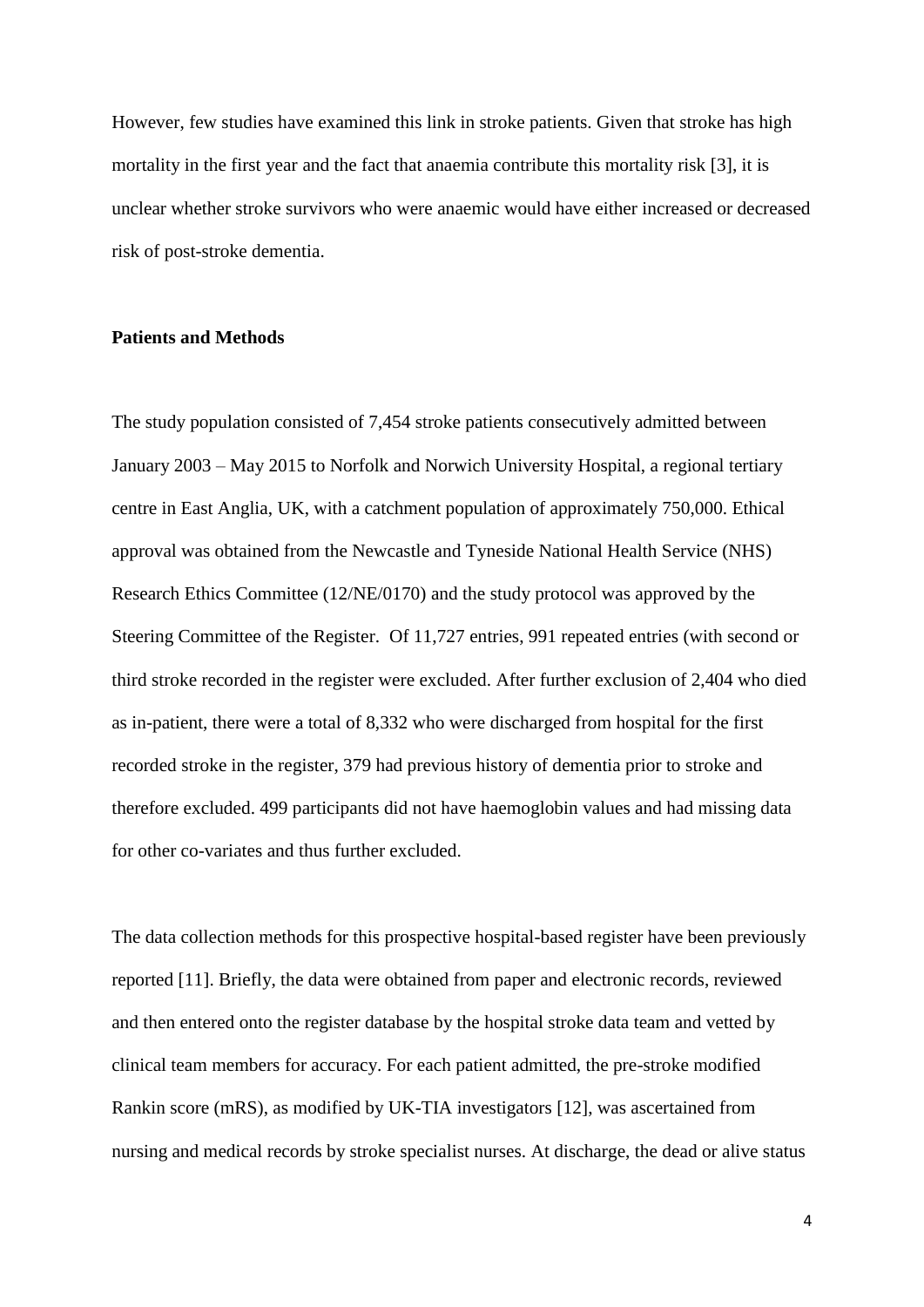However, few studies have examined this link in stroke patients. Given that stroke has high mortality in the first year and the fact that anaemia contribute this mortality risk [3], it is unclear whether stroke survivors who were anaemic would have either increased or decreased risk of post-stroke dementia.

## Patients and Methods

The study population consisted of 7,454 stroke patients consecutively admitted between January 2003 – May 2015 to Norfolk and Norwich University Hospital, a regional tertiary centre in East Anglia, UK, with a catchment population of approximately 750,000. Ethical approval was obtained from the Newcastle and Tyneside National Health Service (NHS) Research Ethics Committee (12/NE/0170) and the study protocol was approved by the Steering Committee of the Register. Of 11,727 entries, 991 repeated entries (with second or third stroke recorded in the register were excluded. After further exclusion of 2,404 who died as in-patient, there were a total of 8,332 who were discharged from hospital for the first recorded stroke in the register, 379 had previous history of dementia prior to stroke and therefore excluded. 499 participants did not have haemoglobin values and had missing data for other co-variates and thus further excluded.

The data collection methods for this prospective hospital-based register have been previously reported [11]. Briefly, the data were obtained from paper and electronic records, reviewed and then entered onto the register database by the hospital stroke data team and vetted by clinical team members for accuracy. For each patient admitted, the pre-stroke modified Rankin score (mRS), as modified by UK-TIA investigators [12], was ascertained from nursing and medical records by stroke specialist nurses. At discharge, the dead or alive status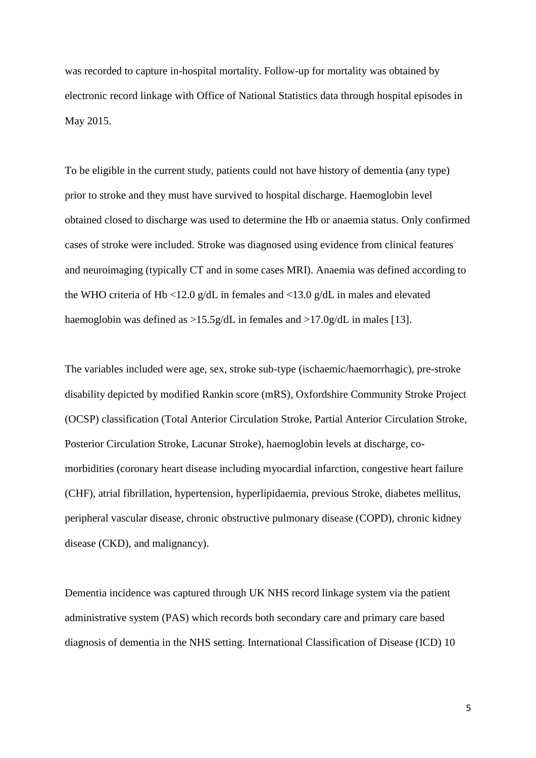was recorded to capture in-hospital mortality. Follow-up for mortality was obtained by electronic record linkage with Office of National Statistics data through hospital episodes in May 2015.

To be eligible in the current study, patients could not have history of dementia (any type) prior to stroke and they must have survived to hospital discharge. Haemoglobin level obtained closed to discharge was used to determine the Hb or anaemia status. Only confirmed cases of stroke were included. Stroke was diagnosed using evidence from clinical features and neuroimaging (typically CT and in some cases MRI). Anaemia was defined according to the WHO criteria of Hb <12.0 g/dL in females and <13.0 g/dL in males and elevated haemoglobin was defined as >15.5g/dL in females and >17.0g/dL in males [13].

The variables included were age, sex, stroke sub-type (ischaemic/haemorrhagic), pre-stroke disability depicted by modified Rankin score (mRS), Oxfordshire Community Stroke Project (OCSP) classification (Total Anterior Circulation Stroke, Partial Anterior Circulation Stroke, Posterior Circulation Stroke, Lacunar Stroke), haemoglobin levels at discharge, co-morbidities (coronary heart disease including myocardial infarction, congestive heart failure (CHF), atrial fibrillation, hypertension, hyperlipidaemia, previous Stroke, diabetes mellitus, peripheral vascular disease, chronic obstructive pulmonary disease (COPD), chronic kidney disease (CKD), and malignancy).

Dementia incidence was captured through UK NHS record linkage system via the patient administrative system (PAS) which records both secondary care and primary care based diagnosis of dementia in the NHS setting. International Classification of Disease (ICD) 10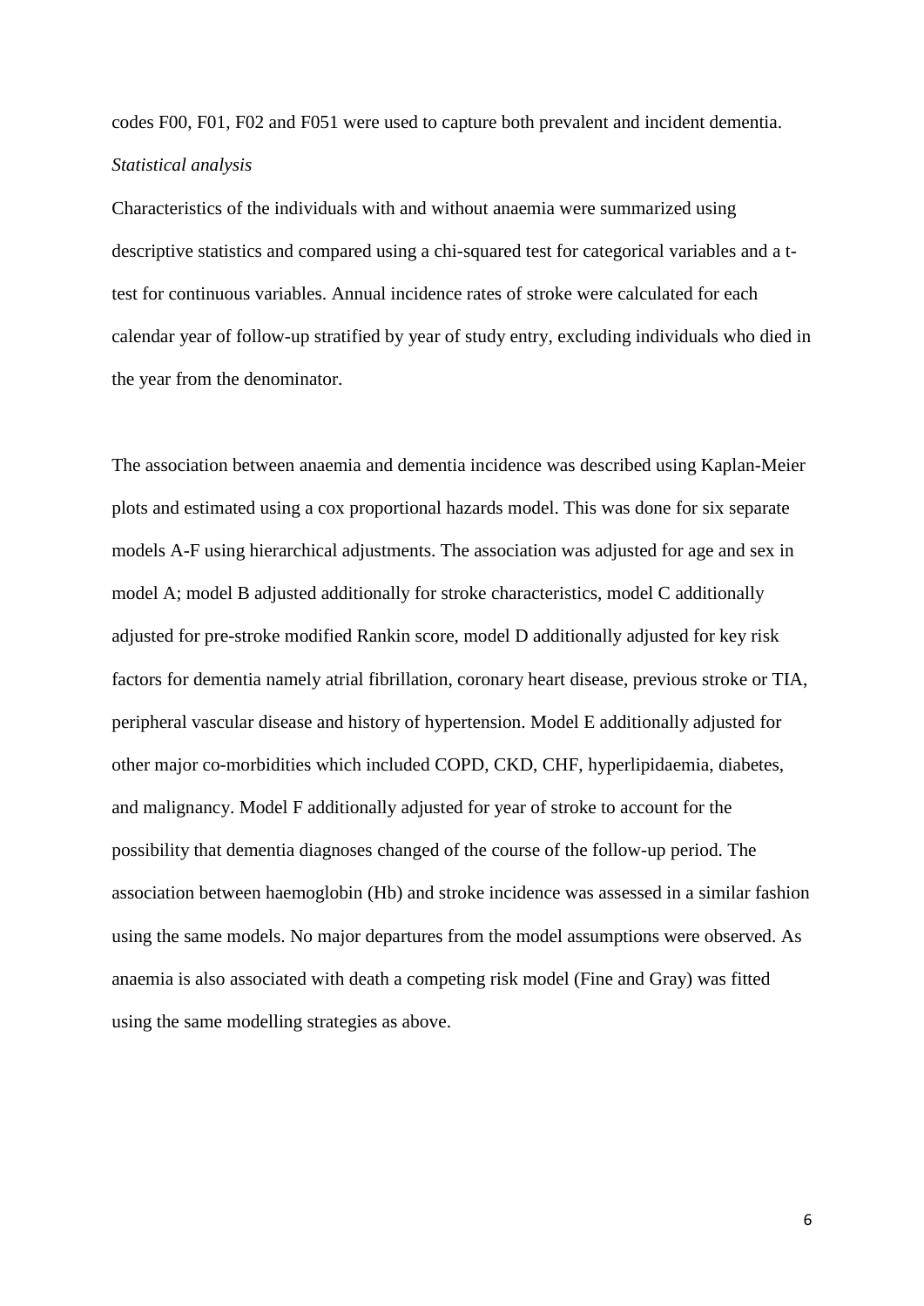codes F00, F01, F02 and F051 were used to capture both prevalent and incident dementia.

*Statistical analysis*

Characteristics of the individuals with and without anaemia were summarized using descriptive statistics and compared using a chi-squared test for categorical variables and a t-test for continuous variables. Annual incidence rates of stroke were calculated for each calendar year of follow-up stratified by year of study entry, excluding individuals who died in the year from the denominator.

The association between anaemia and dementia incidence was described using Kaplan-Meier plots and estimated using a cox proportional hazards model. This was done for six separate models A-F using hierarchical adjustments. The association was adjusted for age and sex in model A; model B adjusted additionally for stroke characteristics, model C additionally adjusted for pre-stroke modified Rankin score, model D additionally adjusted for key risk factors for dementia namely atrial fibrillation, coronary heart disease, previous stroke or TIA, peripheral vascular disease and history of hypertension. Model E additionally adjusted for other major co-morbidities which included COPD, CKD, CHF, hyperlipidaemia, diabetes, and malignancy. Model F additionally adjusted for year of stroke to account for the possibility that dementia diagnoses changed of the course of the follow-up period. The association between haemoglobin (Hb) and stroke incidence was assessed in a similar fashion using the same models. No major departures from the model assumptions were observed. As anaemia is also associated with death a competing risk model (Fine and Gray) was fitted using the same modelling strategies as above.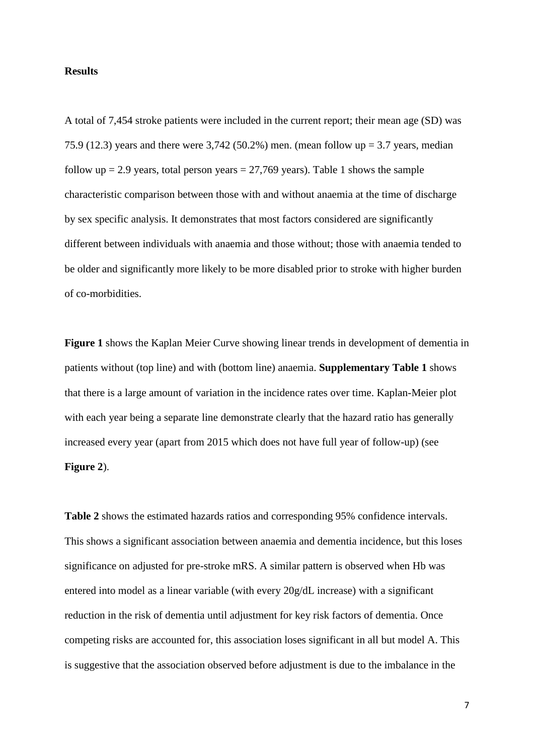**Results**

A total of 7,454 stroke patients were included in the current report; their mean age (SD) was 75.9 (12.3) years and there were 3,742 (50.2%) men. (mean follow up = 3.7 years, median follow up = 2.9 years, total person years = 27,769 years). Table 1 shows the sample characteristic comparison between those with and without anaemia at the time of discharge by sex specific analysis. It demonstrates that most factors considered are significantly different between individuals with anaemia and those without; those with anaemia tended to be older and significantly more likely to be more disabled prior to stroke with higher burden of co-morbidities.

**Figure 1** shows the Kaplan Meier Curve showing linear trends in development of dementia in patients without (top line) and with (bottom line) anaemia. **Supplementary Table 1** shows that there is a large amount of variation in the incidence rates over time. Kaplan-Meier plot with each year being a separate line demonstrate clearly that the hazard ratio has generally increased every year (apart from 2015 which does not have full year of follow-up) (see **Figure 2**).

**Table 2** shows the estimated hazards ratios and corresponding 95% confidence intervals. This shows a significant association between anaemia and dementia incidence, but this loses significance on adjusted for pre-stroke mRS. A similar pattern is observed when Hb was entered into model as a linear variable (with every 20g/dL increase) with a significant reduction in the risk of dementia until adjustment for key risk factors of dementia. Once competing risks are accounted for, this association loses significant in all but model A. This is suggestive that the association observed before adjustment is due to the imbalance in the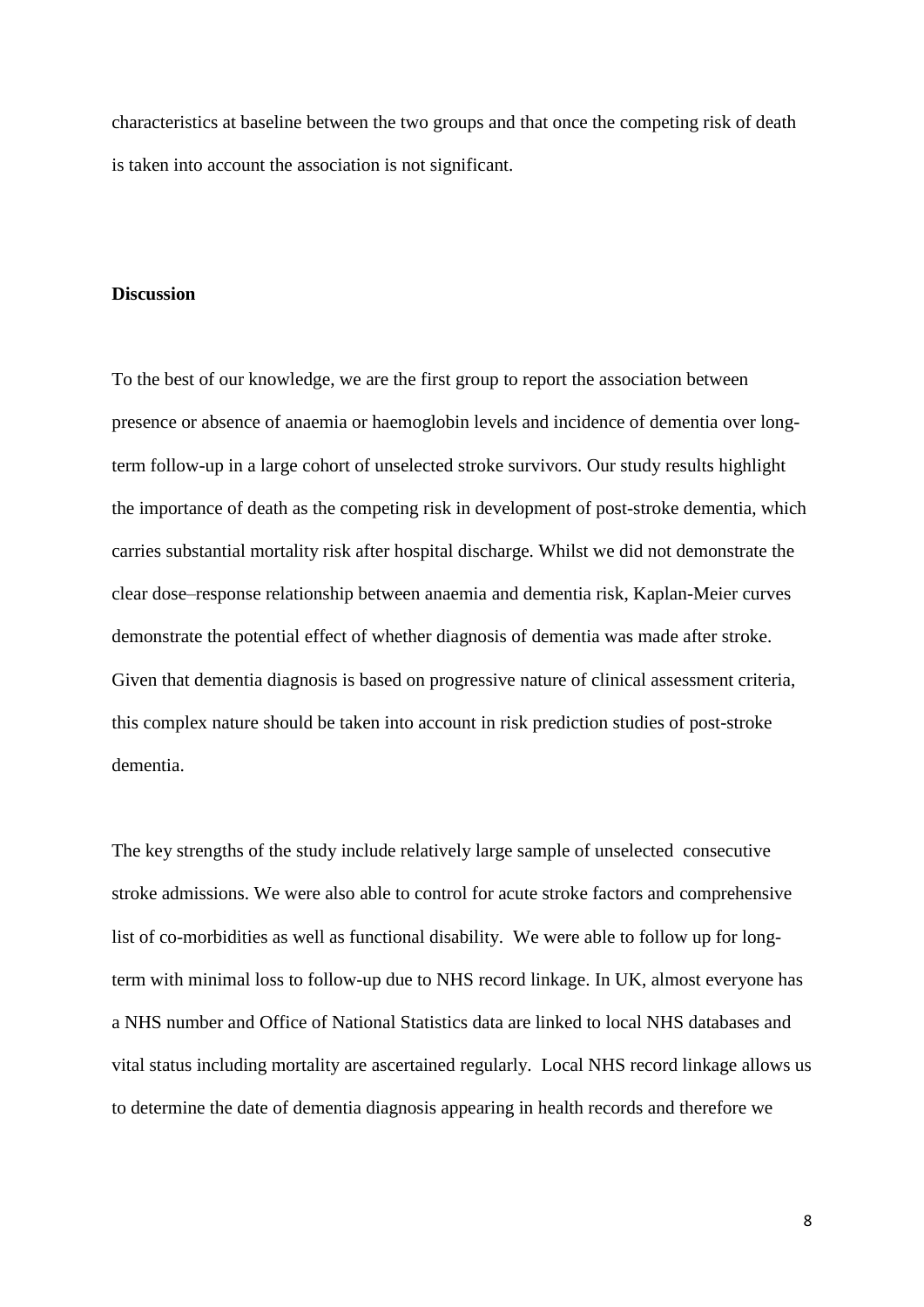characteristics at baseline between the two groups and that once the competing risk of death is taken into account the association is not significant.

**Discussion**

To the best of our knowledge, we are the first group to report the association between presence or absence of anaemia or haemoglobin levels and incidence of dementia over long-term follow-up in a large cohort of unselected stroke survivors. Our study results highlight the importance of death as the competing risk in development of post-stroke dementia, which carries substantial mortality risk after hospital discharge. Whilst we did not demonstrate the clear dose–response relationship between anaemia and dementia risk, Kaplan-Meier curves demonstrate the potential effect of whether diagnosis of dementia was made after stroke. Given that dementia diagnosis is based on progressive nature of clinical assessment criteria, this complex nature should be taken into account in risk prediction studies of post-stroke dementia.

The key strengths of the study include relatively large sample of unselected consecutive stroke admissions. We were also able to control for acute stroke factors and comprehensive list of co-morbidities as well as functional disability. We were able to follow up for long-term with minimal loss to follow-up due to NHS record linkage. In UK, almost everyone has a NHS number and Office of National Statistics data are linked to local NHS databases and vital status including mortality are ascertained regularly. Local NHS record linkage allows us to determine the date of dementia diagnosis appearing in health records and therefore we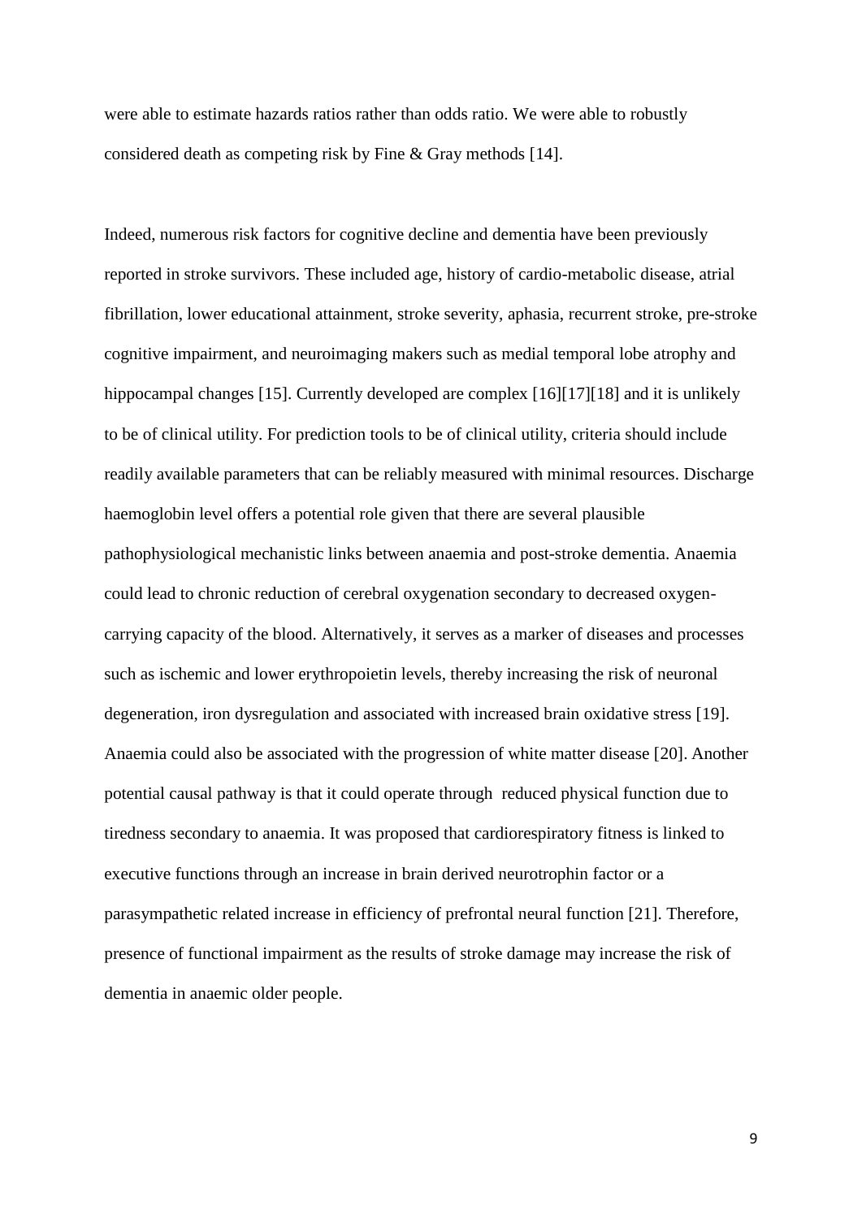were able to estimate hazards ratios rather than odds ratio. We were able to robustly considered death as competing risk by Fine & Gray methods [14].

Indeed, numerous risk factors for cognitive decline and dementia have been previously reported in stroke survivors. These included age, history of cardio-metabolic disease, atrial fibrillation, lower educational attainment, stroke severity, aphasia, recurrent stroke, pre-stroke cognitive impairment, and neuroimaging makers such as medial temporal lobe atrophy and hippocampal changes [15]. Currently developed are complex [16][17][18] and it is unlikely to be of clinical utility. For prediction tools to be of clinical utility, criteria should include readily available parameters that can be reliably measured with minimal resources. Discharge haemoglobin level offers a potential role given that there are several plausible pathophysiological mechanistic links between anaemia and post-stroke dementia. Anaemia could lead to chronic reduction of cerebral oxygenation secondary to decreased oxygen-carrying capacity of the blood. Alternatively, it serves as a marker of diseases and processes such as ischemic and lower erythropoietin levels, thereby increasing the risk of neuronal degeneration, iron dysregulation and associated with increased brain oxidative stress [19]. Anaemia could also be associated with the progression of white matter disease [20]. Another potential causal pathway is that it could operate through reduced physical function due to tiredness secondary to anaemia. It was proposed that cardiorespiratory fitness is linked to executive functions through an increase in brain derived neurotrophin factor or a parasympathetic related increase in efficiency of prefrontal neural function [21]. Therefore, presence of functional impairment as the results of stroke damage may increase the risk of dementia in anaemic older people.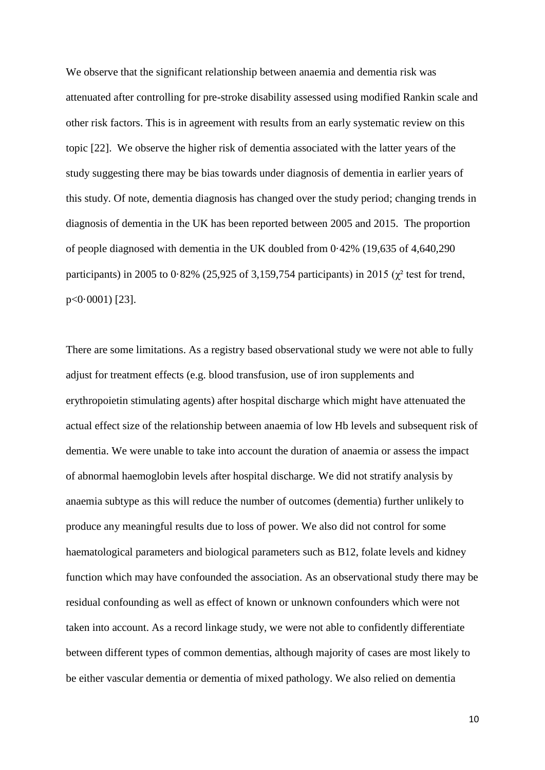We observe that the significant relationship between anaemia and dementia risk was attenuated after controlling for pre-stroke disability assessed using modified Rankin scale and other risk factors. This is in agreement with results from an early systematic review on this topic [22]. We observe the higher risk of dementia associated with the latter years of the study suggesting there may be bias towards under diagnosis of dementia in earlier years of this study. Of note, dementia diagnosis has changed over the study period; changing trends in diagnosis of dementia in the UK has been reported between 2005 and 2015. The proportion of people diagnosed with dementia in the UK doubled from 0·42% (19,635 of 4,640,290 participants) in 2005 to 0·82% (25,925 of 3,159,754 participants) in 2015 ($\chi^2$ test for trend, $p<0·0001$) [23].

There are some limitations. As a registry based observational study we were not able to fully adjust for treatment effects (e.g. blood transfusion, use of iron supplements and erythropoietin stimulating agents) after hospital discharge which might have attenuated the actual effect size of the relationship between anaemia of low Hb levels and subsequent risk of dementia. We were unable to take into account the duration of anaemia or assess the impact of abnormal haemoglobin levels after hospital discharge. We did not stratify analysis by anaemia subtype as this will reduce the number of outcomes (dementia) further unlikely to produce any meaningful results due to loss of power. We also did not control for some haematological parameters and biological parameters such as B12, folate levels and kidney function which may have confounded the association. As an observational study there may be residual confounding as well as effect of known or unknown confounders which were not taken into account. As a record linkage study, we were not able to confidently differentiate between different types of common dementias, although majority of cases are most likely to be either vascular dementia or dementia of mixed pathology. We also relied on dementia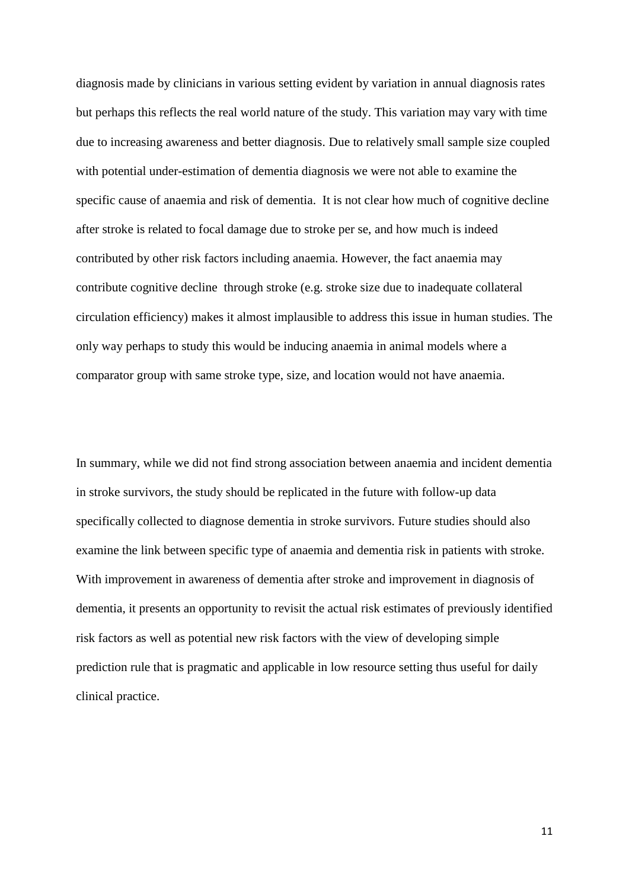diagnosis made by clinicians in various setting evident by variation in annual diagnosis rates but perhaps this reflects the real world nature of the study. This variation may vary with time due to increasing awareness and better diagnosis. Due to relatively small sample size coupled with potential under-estimation of dementia diagnosis we were not able to examine the specific cause of anaemia and risk of dementia. It is not clear how much of cognitive decline after stroke is related to focal damage due to stroke per se, and how much is indeed contributed by other risk factors including anaemia. However, the fact anaemia may contribute cognitive decline through stroke (e.g. stroke size due to inadequate collateral circulation efficiency) makes it almost implausible to address this issue in human studies. The only way perhaps to study this would be inducing anaemia in animal models where a comparator group with same stroke type, size, and location would not have anaemia.

In summary, while we did not find strong association between anaemia and incident dementia in stroke survivors, the study should be replicated in the future with follow-up data specifically collected to diagnose dementia in stroke survivors. Future studies should also examine the link between specific type of anaemia and dementia risk in patients with stroke. With improvement in awareness of dementia after stroke and improvement in diagnosis of dementia, it presents an opportunity to revisit the actual risk estimates of previously identified risk factors as well as potential new risk factors with the view of developing simple prediction rule that is pragmatic and applicable in low resource setting thus useful for daily clinical practice.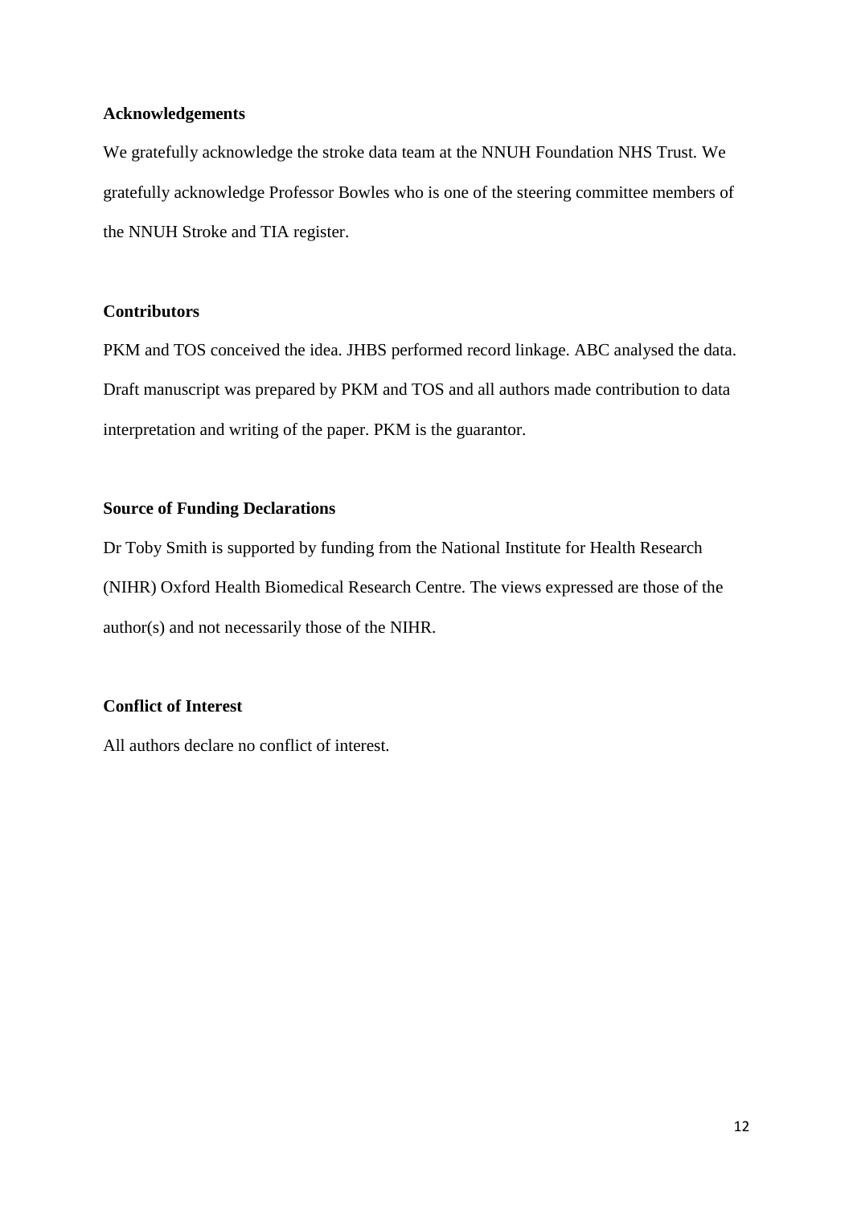**Acknowledgements**

We gratefully acknowledge the stroke data team at the NNUH Foundation NHS Trust. We gratefully acknowledge Professor Bowles who is one of the steering committee members of the NNUH Stroke and TIA register.

**Contributors**

PKM and TOS conceived the idea. JHBS performed record linkage. ABC analysed the data. Draft manuscript was prepared by PKM and TOS and all authors made contribution to data interpretation and writing of the paper. PKM is the guarantor.

**Source of Funding Declarations**

Dr Toby Smith is supported by funding from the National Institute for Health Research (NIHR) Oxford Health Biomedical Research Centre. The views expressed are those of the author(s) and not necessarily those of the NIHR.

**Conflict of Interest**

All authors declare no conflict of interest.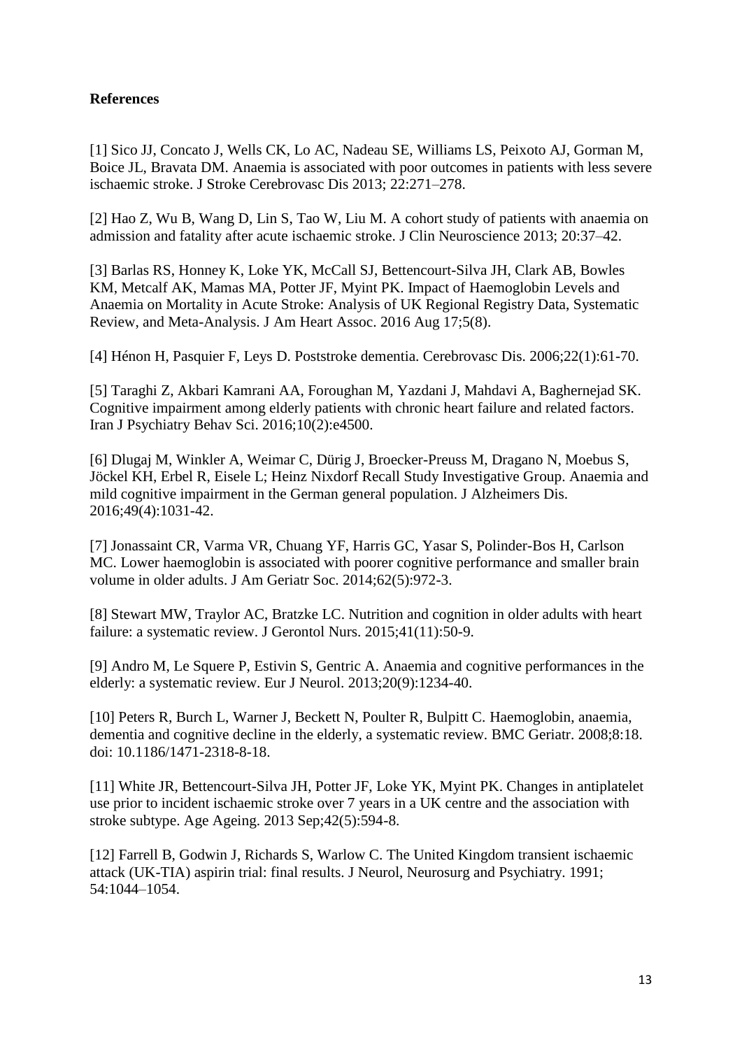**References**

[1] Sico JJ, Concato J, Wells CK, Lo AC, Nadeau SE, Williams LS, Peixoto AJ, Gorman M, Boice JL, Bravata DM. Anaemia is associated with poor outcomes in patients with less severe ischaemic stroke. J Stroke Cerebrovasc Dis 2013; 22:271–278.

[2] Hao Z, Wu B, Wang D, Lin S, Tao W, Liu M. A cohort study of patients with anaemia on admission and fatality after acute ischaemic stroke. J Clin Neuroscience 2013; 20:37–42.

[3] Barlas RS, Honney K, Loke YK, McCall SJ, Bettencourt-Silva JH, Clark AB, Bowles KM, Metcalf AK, Mamas MA, Potter JF, Myint PK. Impact of Haemoglobin Levels and Anaemia on Mortality in Acute Stroke: Analysis of UK Regional Registry Data, Systematic Review, and Meta-Analysis. J Am Heart Assoc. 2016 Aug 17;5(8).

[4] Hénon H, Pasquier F, Leys D. Poststroke dementia. Cerebrovasc Dis. 2006;22(1):61-70.

[5] Taraghi Z, Akbari Kamrani AA, Foroughan M, Yazdani J, Mahdavi A, Baghernejad SK. Cognitive impairment among elderly patients with chronic heart failure and related factors. Iran J Psychiatry Behav Sci. 2016;10(2):e4500.

[6] Dlugaj M, Winkler A, Weimar C, Dürig J, Broecker-Preuss M, Dragano N, Moebus S, Jöckel KH, Erbel R, Eisele L; Heinz Nixdorf Recall Study Investigative Group. Anaemia and mild cognitive impairment in the German general population. J Alzheimers Dis. 2016;49(4):1031-42.

[7] Jonassaint CR, Varma VR, Chuang YF, Harris GC, Yasar S, Polinder-Bos H, Carlson MC. Lower haemoglobin is associated with poorer cognitive performance and smaller brain volume in older adults. J Am Geriatr Soc. 2014;62(5):972-3.

[8] Stewart MW, Traylor AC, Bratzke LC. Nutrition and cognition in older adults with heart failure: a systematic review. J Gerontol Nurs. 2015;41(11):50-9.

[9] Andro M, Le Squere P, Estivin S, Gentric A. Anaemia and cognitive performances in the elderly: a systematic review. Eur J Neurol. 2013;20(9):1234-40.

[10] Peters R, Burch L, Warner J, Beckett N, Poulter R, Bulpitt C. Haemoglobin, anaemia, dementia and cognitive decline in the elderly, a systematic review. BMC Geriatr. 2008;8:18. doi: 10.1186/1471-2318-8-18.

[11] White JR, Bettencourt-Silva JH, Potter JF, Loke YK, Myint PK. Changes in antiplatelet use prior to incident ischaemic stroke over 7 years in a UK centre and the association with stroke subtype. Age Ageing. 2013 Sep;42(5):594-8.

[12] Farrell B, Godwin J, Richards S, Warlow C. The United Kingdom transient ischaemic attack (UK-TIA) aspirin trial: final results. J Neurol, Neurosurg and Psychiatry. 1991; 54:1044–1054.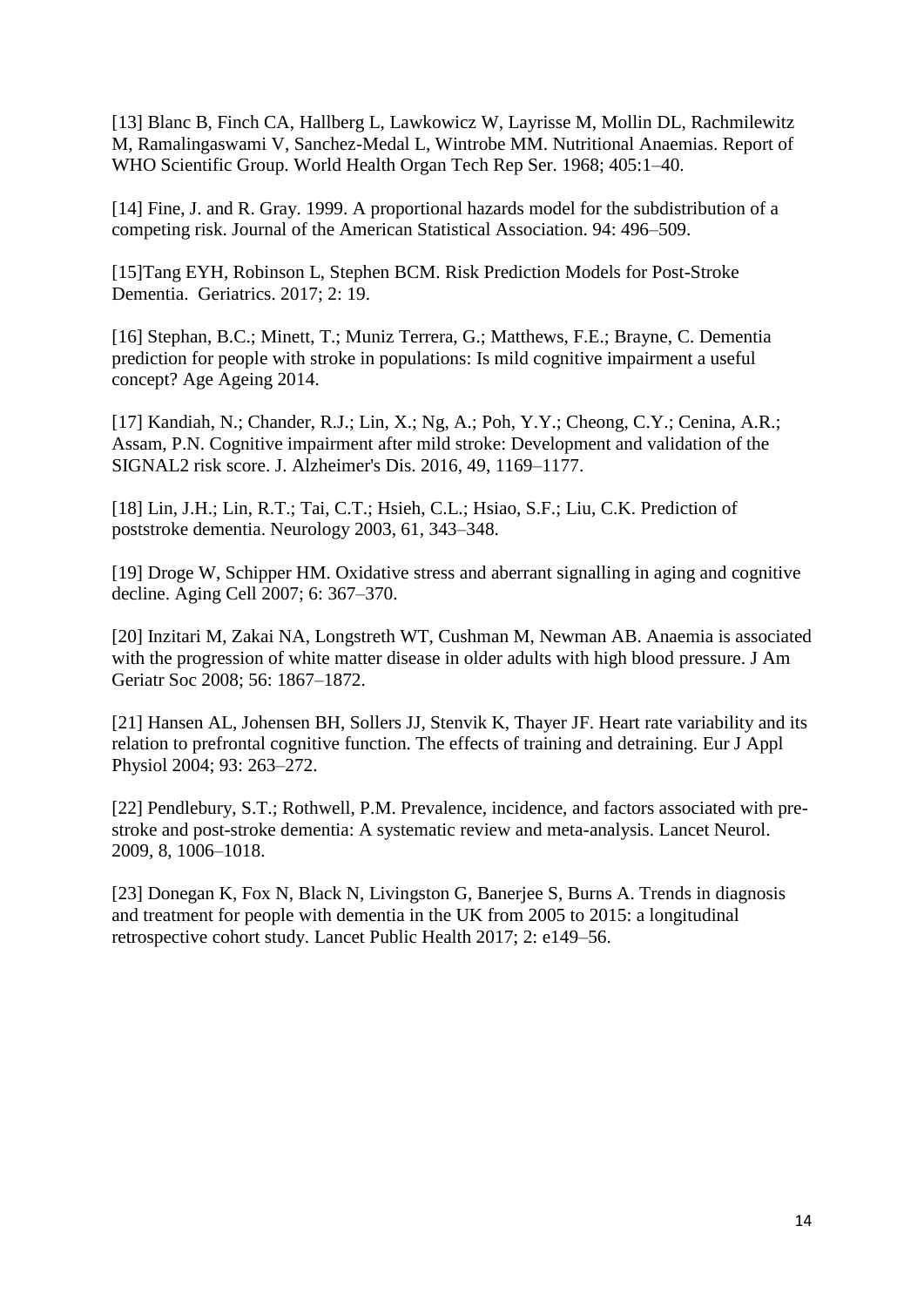[13] Blanc B, Finch CA, Hallberg L, Lawkowicz W, Layrisse M, Mollin DL, Rachmilewitz M, Ramalingaswami V, Sanchez-Medal L, Wintrobe MM. Nutritional Anaemias. Report of WHO Scientific Group. World Health Organ Tech Rep Ser. 1968; 405:1–40.

[14] Fine, J. and R. Gray. 1999. A proportional hazards model for the subdistribution of a competing risk. Journal of the American Statistical Association. 94: 496–509.

[15]Tang EYH, Robinson L, Stephen BCM. Risk Prediction Models for Post-Stroke Dementia. Geriatrics. 2017; 2: 19.

[16] Stephan, B.C.; Minett, T.; Muniz Terrera, G.; Matthews, F.E.; Brayne, C. Dementia prediction for people with stroke in populations: Is mild cognitive impairment a useful concept? Age Ageing 2014.

[17] Kandiah, N.; Chander, R.J.; Lin, X.; Ng, A.; Poh, Y.Y.; Cheong, C.Y.; Cenina, A.R.; Assam, P.N. Cognitive impairment after mild stroke: Development and validation of the SIGNAL2 risk score. J. Alzheimer's Dis. 2016, 49, 1169–1177.

[18] Lin, J.H.; Lin, R.T.; Tai, C.T.; Hsieh, C.L.; Hsiao, S.F.; Liu, C.K. Prediction of poststroke dementia. Neurology 2003, 61, 343–348.

[19] Droge W, Schipper HM. Oxidative stress and aberrant signalling in aging and cognitive decline. Aging Cell 2007; 6: 367–370.

[20] Inzitari M, Zakai NA, Longstreth WT, Cushman M, Newman AB. Anaemia is associated with the progression of white matter disease in older adults with high blood pressure. J Am Geriatr Soc 2008; 56: 1867–1872.

[21] Hansen AL, Johensen BH, Sollers JJ, Stenvik K, Thayer JF. Heart rate variability and its relation to prefrontal cognitive function. The effects of training and detraining. Eur J Appl Physiol 2004; 93: 263–272.

[22] Pendlebury, S.T.; Rothwell, P.M. Prevalence, incidence, and factors associated with pre-stroke and post-stroke dementia: A systematic review and meta-analysis. Lancet Neurol. 2009, 8, 1006–1018.

[23] Donegan K, Fox N, Black N, Livingston G, Banerjee S, Burns A. Trends in diagnosis and treatment for people with dementia in the UK from 2005 to 2015: a longitudinal retrospective cohort study. Lancet Public Health 2017; 2: e149–56.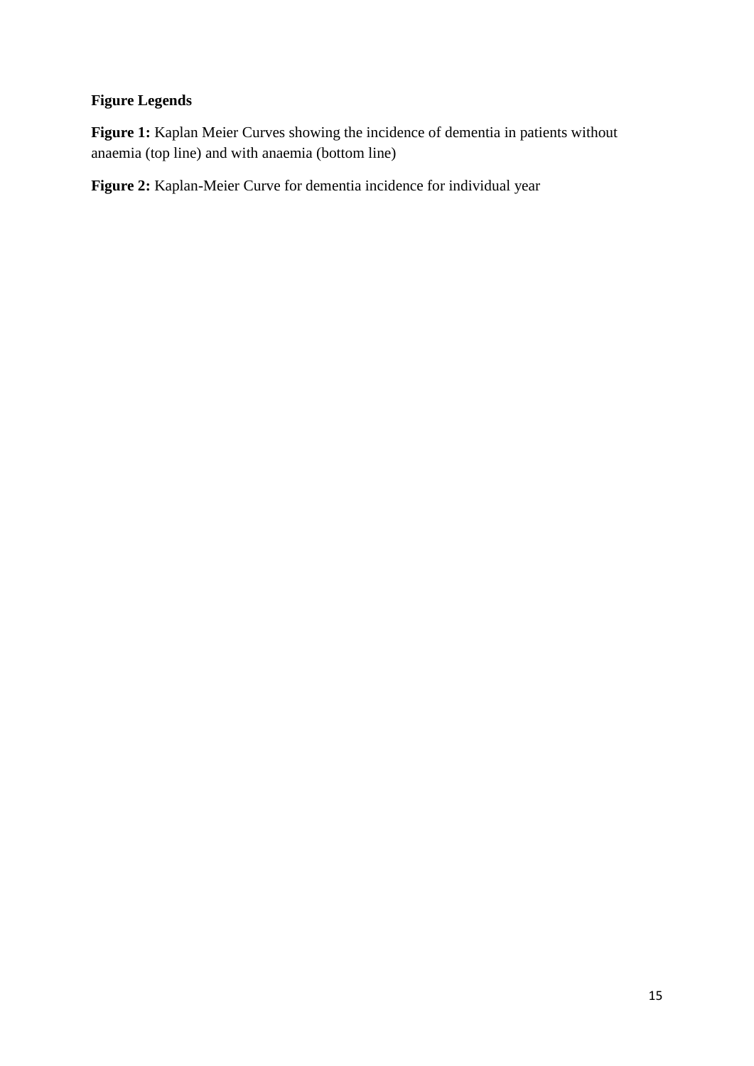## Figure Legends

**Figure 1:** Kaplan Meier Curves showing the incidence of dementia in patients without anaemia (top line) and with anaemia (bottom line)

**Figure 2:** Kaplan-Meier Curve for dementia incidence for individual year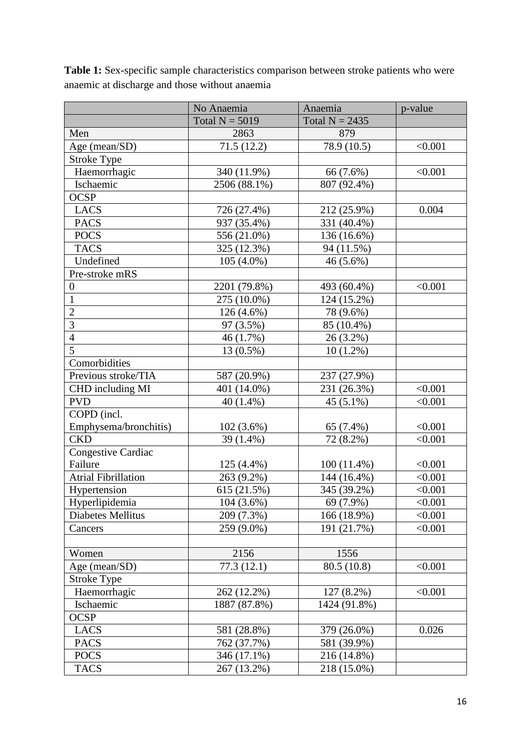**Table 1:** Sex-specific sample characteristics comparison between stroke patients who were anaemic at discharge and those without anaemia

| | No Anaemia | Anaemia | p-value |
|---|---|---|---|
| | Total N = 5019 | Total N = 2435 | |
| Men | 2863 | 879 | |
| Age (mean/SD) | 71.5 (12.2) | 78.9 (10.5) | <0.001 |
| Stroke Type | | | |
| Haemorrhagic | 340 (11.9%) | 66 (7.6%) | <0.001 |
| Ischaemic | 2506 (88.1%) | 807 (92.4%) | |
| OCSP | | | |
| LACS | 726 (27.4%) | 212 (25.9%) | 0.004 |
| PACS | 937 (35.4%) | 331 (40.4%) | |
| POCS | 556 (21.0%) | 136 (16.6%) | |
| TACS | 325 (12.3%) | 94 (11.5%) | |
| Undefined | 105 (4.0%) | 46 (5.6%) | |
| Pre-stroke mRS | | | |
| 0 | 2201 (79.8%) | 493 (60.4%) | <0.001 |
| 1 | 275 (10.0%) | 124 (15.2%) | |
| 2 | 126 (4.6%) | 78 (9.6%) | |
| 3 | 97 (3.5%) | 85 (10.4%) | |
| 4 | 46 (1.7%) | 26 (3.2%) | |
| 5 | 13 (0.5%) | 10 (1.2%) | |
| Comorbidities | | | |
| Previous stroke/TIA | 587 (20.9%) | 237 (27.9%) | |
| CHD including MI | 401 (14.0%) | 231 (26.3%) | <0.001 |
| PVD | 40 (1.4%) | 45 (5.1%) | <0.001 |
| COPD (incl. Emphysema/bronchitis) | 102 (3.6%) | 65 (7.4%) | <0.001 |
| CKD | 39 (1.4%) | 72 (8.2%) | <0.001 |
| Congestive Cardiac Failure | 125 (4.4%) | 100 (11.4%) | <0.001 |
| Atrial Fibrillation | 263 (9.2%) | 144 (16.4%) | <0.001 |
| Hypertension | 615 (21.5%) | 345 (39.2%) | <0.001 |
| Hyperlipidemia | 104 (3.6%) | 69 (7.9%) | <0.001 |
| Diabetes Mellitus | 209 (7.3%) | 166 (18.9%) | <0.001 |
| Cancers | 259 (9.0%) | 191 (21.7%) | <0.001 |
| | | | |
| Women | 2156 | 1556 | |
| Age (mean/SD) | 77.3 (12.1) | 80.5 (10.8) | <0.001 |
| Stroke Type | | | |
| Haemorrhagic | 262 (12.2%) | 127 (8.2%) | <0.001 |
| Ischaemic | 1887 (87.8%) | 1424 (91.8%) | |
| OCSP | | | |
| LACS | 581 (28.8%) | 379 (26.0%) | 0.026 |
| PACS | 762 (37.7%) | 581 (39.9%) | |
| POCS | 346 (17.1%) | 216 (14.8%) | |
| TACS | 267 (13.2%) | 218 (15.0%) | |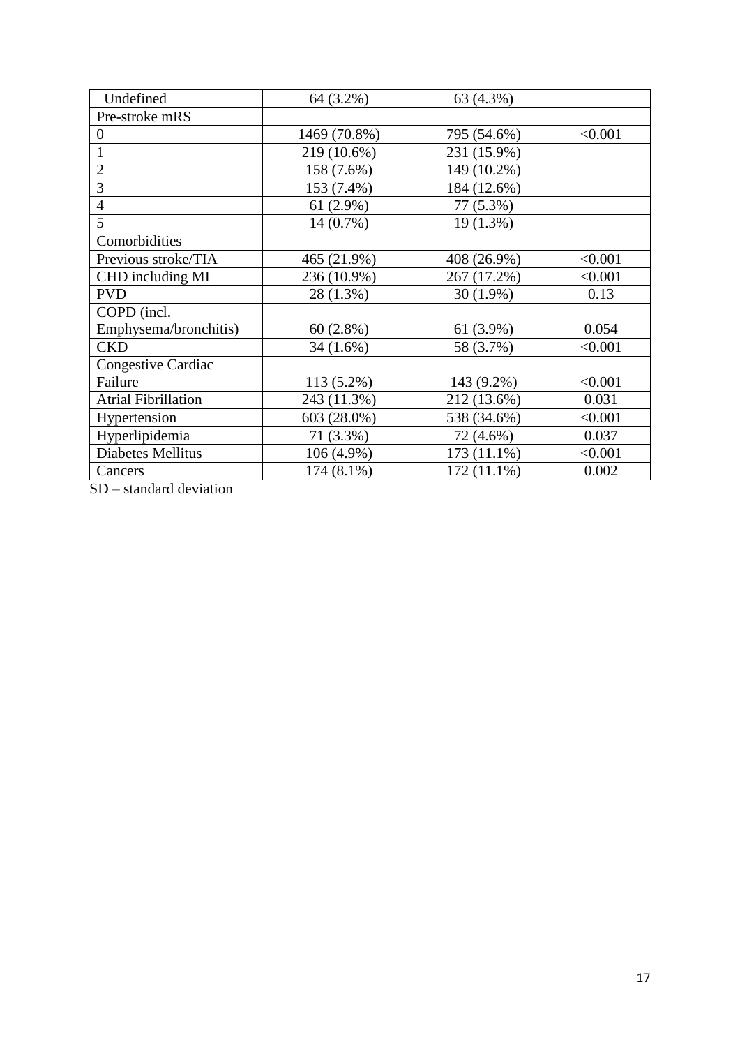| Undefined | 64 (3.2%) | 63 (4.3%) | |
|---|---|---|---|
| Pre-stroke mRS | | | |
| 0 | 1469 (70.8%) | 795 (54.6%) | <0.001 |
| 1 | 219 (10.6%) | 231 (15.9%) | |
| 2 | 158 (7.6%) | 149 (10.2%) | |
| 3 | 153 (7.4%) | 184 (12.6%) | |
| 4 | 61 (2.9%) | 77 (5.3%) | |
| 5 | 14 (0.7%) | 19 (1.3%) | |
| Comorbidities | | | |
| Previous stroke/TIA | 465 (21.9%) | 408 (26.9%) | <0.001 |
| CHD including MI | 236 (10.9%) | 267 (17.2%) | <0.001 |
| PVD | 28 (1.3%) | 30 (1.9%) | 0.13 |
| COPD (incl. Emphysema/bronchitis) | 60 (2.8%) | 61 (3.9%) | 0.054 |
| CKD | 34 (1.6%) | 58 (3.7%) | <0.001 |
| Congestive Cardiac Failure | 113 (5.2%) | 143 (9.2%) | <0.001 |
| Atrial Fibrillation | 243 (11.3%) | 212 (13.6%) | 0.031 |
| Hypertension | 603 (28.0%) | 538 (34.6%) | <0.001 |
| Hyperlipidemia | 71 (3.3%) | 72 (4.6%) | 0.037 |
| Diabetes Mellitus | 106 (4.9%) | 173 (11.1%) | <0.001 |
| Cancers | 174 (8.1%) | 172 (11.1%) | 0.002 |

SD – standard deviation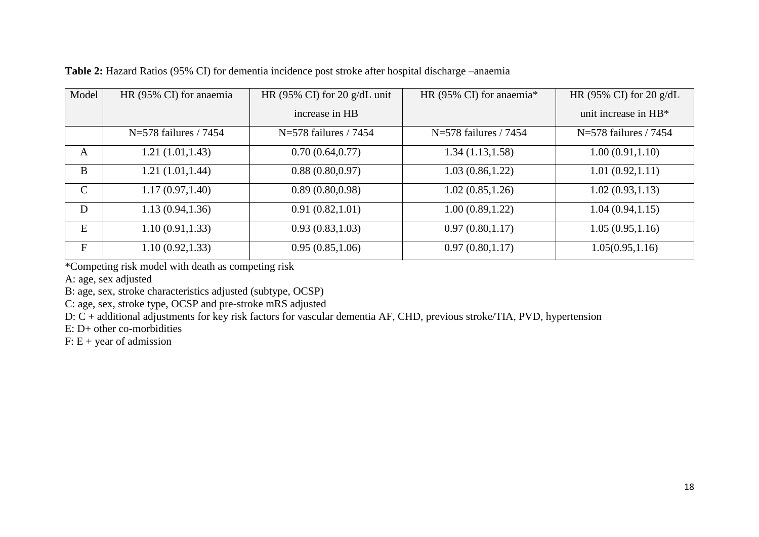**Table 2:** Hazard Ratios (95% CI) for dementia incidence post stroke after hospital discharge –anaemia

| Model | HR (95% CI) for anaemia | HR (95% CI) for 20 g/dL unit increase in HB | HR (95% CI) for anaemia* | HR (95% CI) for 20 g/dL unit increase in HB* |
|---|---|---|---|---|
| | N=578 failures / 7454 | N=578 failures / 7454 | N=578 failures / 7454 | N=578 failures / 7454 |
| A | 1.21 (1.01,1.43) | 0.70 (0.64,0.77) | 1.34 (1.13,1.58) | 1.00 (0.91,1.10) |
| B | 1.21 (1.01,1.44) | 0.88 (0.80,0.97) | 1.03 (0.86,1.22) | 1.01 (0.92,1.11) |
| C | 1.17 (0.97,1.40) | 0.89 (0.80,0.98) | 1.02 (0.85,1.26) | 1.02 (0.93,1.13) |
| D | 1.13 (0.94,1.36) | 0.91 (0.82,1.01) | 1.00 (0.89,1.22) | 1.04 (0.94,1.15) |
| E | 1.10 (0.91,1.33) | 0.93 (0.83,1.03) | 0.97 (0.80,1.17) | 1.05 (0.95,1.16) |
| F | 1.10 (0.92,1.33) | 0.95 (0.85,1.06) | 0.97 (0.80,1.17) | 1.05(0.95,1.16) |

*Competing risk model with death as competing risk

A: age, sex adjusted

B: age, sex, stroke characteristics adjusted (subtype, OCSP)

C: age, sex, stroke type, OCSP and pre-stroke mRS adjusted

D: C + additional adjustments for key risk factors for vascular dementia AF, CHD, previous stroke/TIA, PVD, hypertension

E: D+ other co-morbidities

F: E + year of admission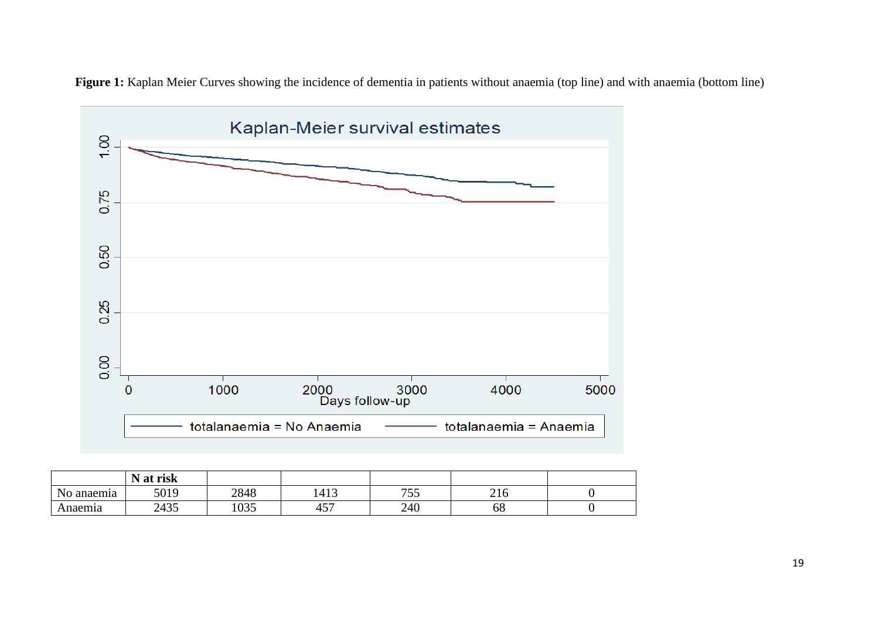**Figure 1:** Kaplan Meier Curves showing the incidence of dementia in patients without anaemia (top line) and with anaemia (bottom line)

| | N at risk | | | | | |
|---|---|---|---|---|---|---|
| No anaemia | 5019 | 2848 | 1413 | 755 | 216 | 0 |
| Anaemia | 2435 | 1035 | 457 | 240 | 68 | 0 |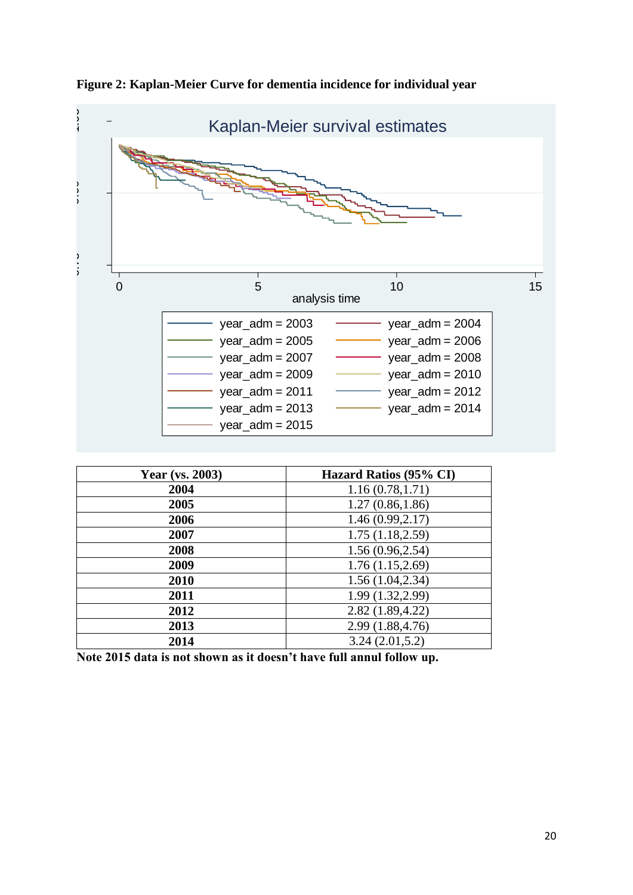**Figure 2: Kaplan-Meier Curve for dementia incidence for individual year**

| Year (vs. 2003) | Hazard Ratios (95% CI) |
|---|---|
| **2004** | 1.16 (0.78,1.71) |
| **2005** | 1.27 (0.86,1.86) |
| **2006** | 1.46 (0.99,2.17) |
| **2007** | 1.75 (1.18,2.59) |
| **2008** | 1.56 (0.96,2.54) |
| **2009** | 1.76 (1.15,2.69) |
| **2010** | 1.56 (1.04,2.34) |
| **2011** | 1.99 (1.32,2.99) |
| **2012** | 2.82 (1.89,4.22) |
| **2013** | 2.99 (1.88,4.76) |
| **2014** | 3.24 (2.01,5.2) |

**Note 2015 data is not shown as it doesn't have full annul follow up.**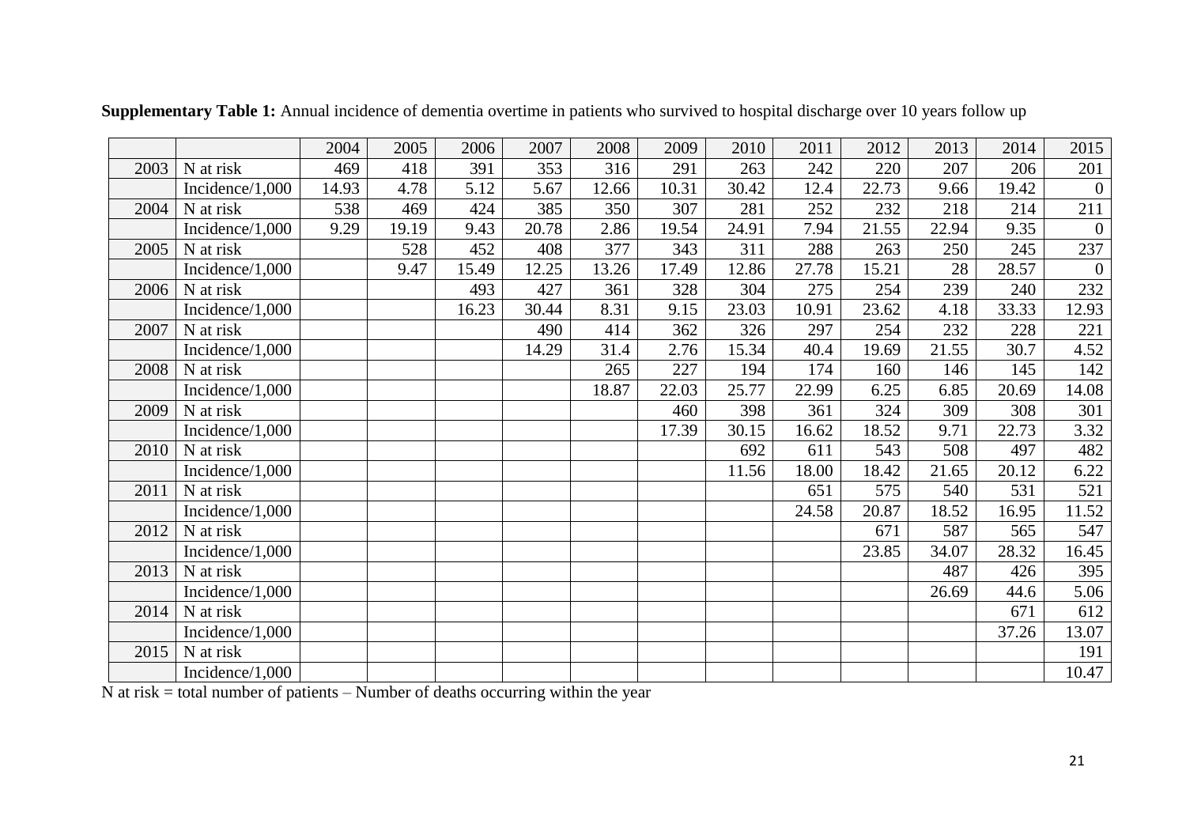**Supplementary Table 1:** Annual incidence of dementia overtime in patients who survived to hospital discharge over 10 years follow up

| | | 2004 | 2005 | 2006 | 2007 | 2008 | 2009 | 2010 | 2011 | 2012 | 2013 | 2014 | 2015 |
|---|---|---|---|---|---|---|---|---|---|---|---|---|---|
| 2003 | N at risk | 469 | 418 | 391 | 353 | 316 | 291 | 263 | 242 | 220 | 207 | 206 | 201 |
| | Incidence/1,000 | 14.93 | 4.78 | 5.12 | 5.67 | 12.66 | 10.31 | 30.42 | 12.4 | 22.73 | 9.66 | 19.42 | 0 |
| 2004 | N at risk | 538 | 469 | 424 | 385 | 350 | 307 | 281 | 252 | 232 | 218 | 214 | 211 |
| | Incidence/1,000 | 9.29 | 19.19 | 9.43 | 20.78 | 2.86 | 19.54 | 24.91 | 7.94 | 21.55 | 22.94 | 9.35 | 0 |
| 2005 | N at risk | | 528 | 452 | 408 | 377 | 343 | 311 | 288 | 263 | 250 | 245 | 237 |
| | Incidence/1,000 | | 9.47 | 15.49 | 12.25 | 13.26 | 17.49 | 12.86 | 27.78 | 15.21 | 28 | 28.57 | 0 |
| 2006 | N at risk | | | 493 | 427 | 361 | 328 | 304 | 275 | 254 | 239 | 240 | 232 |
| | Incidence/1,000 | | | 16.23 | 30.44 | 8.31 | 9.15 | 23.03 | 10.91 | 23.62 | 4.18 | 33.33 | 12.93 |
| 2007 | N at risk | | | | 490 | 414 | 362 | 326 | 297 | 254 | 232 | 228 | 221 |
| | Incidence/1,000 | | | | 14.29 | 31.4 | 2.76 | 15.34 | 40.4 | 19.69 | 21.55 | 30.7 | 4.52 |
| 2008 | N at risk | | | | | 265 | 227 | 194 | 174 | 160 | 146 | 145 | 142 |
| | Incidence/1,000 | | | | | 18.87 | 22.03 | 25.77 | 22.99 | 6.25 | 6.85 | 20.69 | 14.08 |
| 2009 | N at risk | | | | | | 460 | 398 | 361 | 324 | 309 | 308 | 301 |
| | Incidence/1,000 | | | | | | 17.39 | 30.15 | 16.62 | 18.52 | 9.71 | 22.73 | 3.32 |
| 2010 | N at risk | | | | | | | 692 | 611 | 543 | 508 | 497 | 482 |
| | Incidence/1,000 | | | | | | | 11.56 | 18.00 | 18.42 | 21.65 | 20.12 | 6.22 |
| 2011 | N at risk | | | | | | | | 651 | 575 | 540 | 531 | 521 |
| | Incidence/1,000 | | | | | | | | 24.58 | 20.87 | 18.52 | 16.95 | 11.52 |
| 2012 | N at risk | | | | | | | | | 671 | 587 | 565 | 547 |
| | Incidence/1,000 | | | | | | | | | 23.85 | 34.07 | 28.32 | 16.45 |
| 2013 | N at risk | | | | | | | | | | 487 | 426 | 395 |
| | Incidence/1,000 | | | | | | | | | | 26.69 | 44.6 | 5.06 |
| 2014 | N at risk | | | | | | | | | | | 671 | 612 |
| | Incidence/1,000 | | | | | | | | | | | 37.26 | 13.07 |
| 2015 | N at risk | | | | | | | | | | | | 191 |
| | Incidence/1,000 | | | | | | | | | | | | 10.47 |

N at risk = total number of patients – Number of deaths occurring within the year